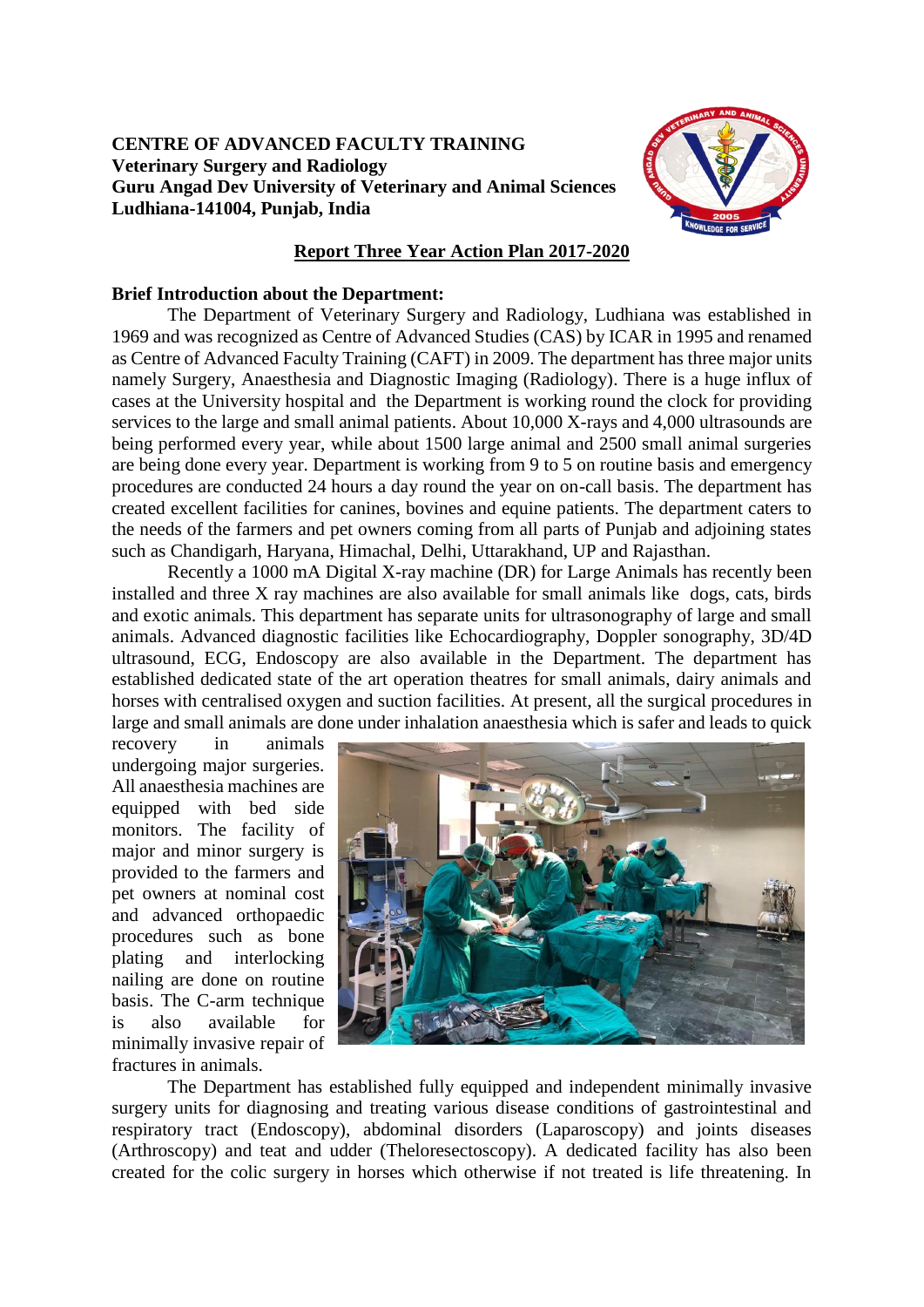**CENTRE OF ADVANCED FACULTY TRAINING**
**Veterinary Surgery and Radiology**
**Guru Angad Dev University of Veterinary and Animal Sciences**
**Ludhiana-141004, Punjab, India**

## Report Three Year Action Plan 2017-2020

**Brief Introduction about the Department:**

The Department of Veterinary Surgery and Radiology, Ludhiana was established in 1969 and was recognized as Centre of Advanced Studies (CAS) by ICAR in 1995 and renamed as Centre of Advanced Faculty Training (CAFT) in 2009. The department has three major units namely Surgery, Anaesthesia and Diagnostic Imaging (Radiology). There is a huge influx of cases at the University hospital and the Department is working round the clock for providing services to the large and small animal patients. About 10,000 X-rays and 4,000 ultrasounds are being performed every year, while about 1500 large animal and 2500 small animal surgeries are being done every year. Department is working from 9 to 5 on routine basis and emergency procedures are conducted 24 hours a day round the year on on-call basis. The department has created excellent facilities for canines, bovines and equine patients. The department caters to the needs of the farmers and pet owners coming from all parts of Punjab and adjoining states such as Chandigarh, Haryana, Himachal, Delhi, Uttarakhand, UP and Rajasthan.

Recently a 1000 mA Digital X-ray machine (DR) for Large Animals has recently been installed and three X ray machines are also available for small animals like dogs, cats, birds and exotic animals. This department has separate units for ultrasonography of large and small animals. Advanced diagnostic facilities like Echocardiography, Doppler sonography, 3D/4D ultrasound, ECG, Endoscopy are also available in the Department. The department has established dedicated state of the art operation theatres for small animals, dairy animals and horses with centralised oxygen and suction facilities. At present, all the surgical procedures in large and small animals are done under inhalation anaesthesia which is safer and leads to quick recovery in animals undergoing major surgeries. All anaesthesia machines are equipped with bed side monitors. The facility of major and minor surgery is provided to the farmers and pet owners at nominal cost and advanced orthopaedic procedures such as bone plating and interlocking nailing are done on routine basis. The C-arm technique is also available for minimally invasive repair of fractures in animals.

The Department has established fully equipped and independent minimally invasive surgery units for diagnosing and treating various disease conditions of gastrointestinal and respiratory tract (Endoscopy), abdominal disorders (Laparoscopy) and joints diseases (Arthroscopy) and teat and udder (Theloresectoscopy). A dedicated facility has also been created for the colic surgery in horses which otherwise if not treated is life threatening. In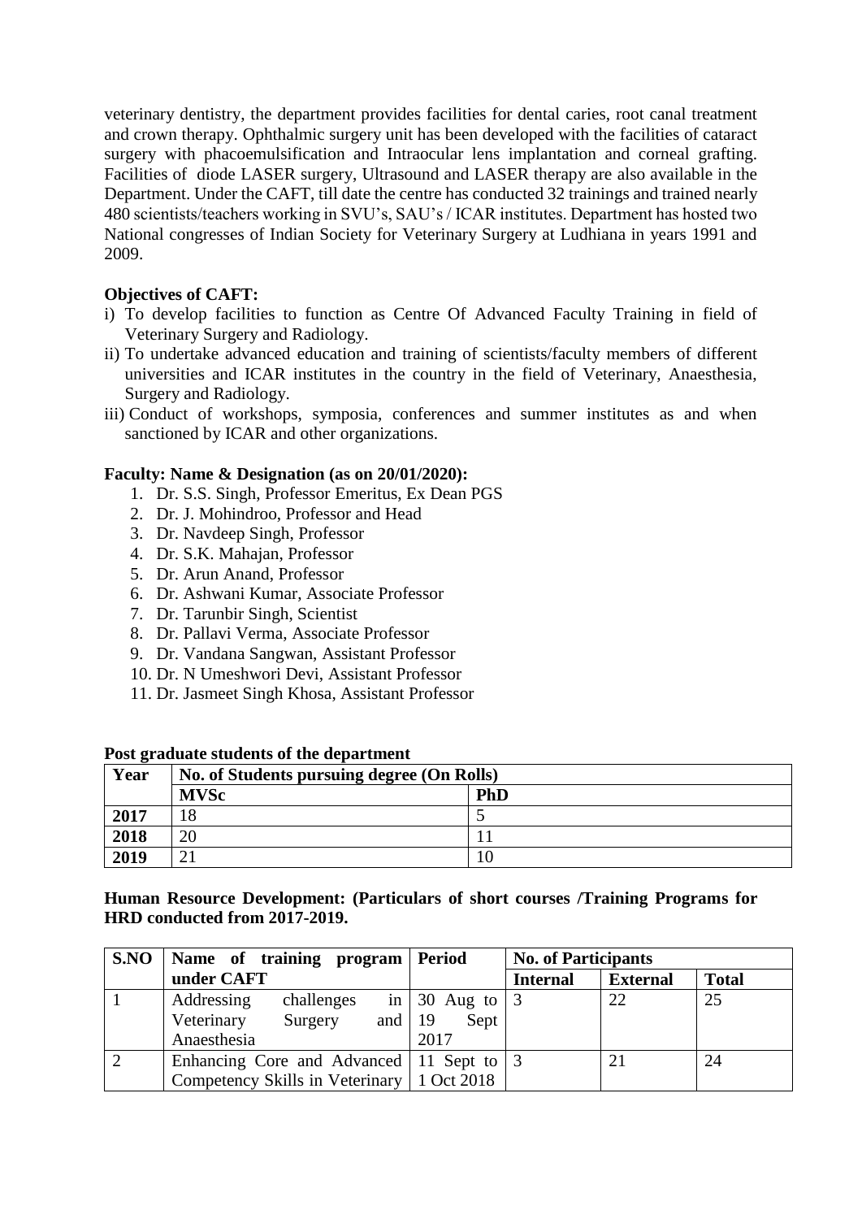veterinary dentistry, the department provides facilities for dental caries, root canal treatment and crown therapy. Ophthalmic surgery unit has been developed with the facilities of cataract surgery with phacoemulsification and Intraocular lens implantation and corneal grafting. Facilities of diode LASER surgery, Ultrasound and LASER therapy are also available in the Department. Under the CAFT, till date the centre has conducted 32 trainings and trained nearly 480 scientists/teachers working in SVU's, SAU's / ICAR institutes. Department has hosted two National congresses of Indian Society for Veterinary Surgery at Ludhiana in years 1991 and 2009.

**Objectives of CAFT:**

i) To develop facilities to function as Centre Of Advanced Faculty Training in field of Veterinary Surgery and Radiology.

ii) To undertake advanced education and training of scientists/faculty members of different universities and ICAR institutes in the country in the field of Veterinary, Anaesthesia, Surgery and Radiology.

iii) Conduct of workshops, symposia, conferences and summer institutes as and when sanctioned by ICAR and other organizations.

**Faculty: Name & Designation (as on 20/01/2020):**

1. Dr. S.S. Singh, Professor Emeritus, Ex Dean PGS
2. Dr. J. Mohindroo, Professor and Head
3. Dr. Navdeep Singh, Professor
4. Dr. S.K. Mahajan, Professor
5. Dr. Arun Anand, Professor
6. Dr. Ashwani Kumar, Associate Professor
7. Dr. Tarunbir Singh, Scientist
8. Dr. Pallavi Verma, Associate Professor
9. Dr. Vandana Sangwan, Assistant Professor
10. Dr. N Umeshwori Devi, Assistant Professor
11. Dr. Jasmeet Singh Khosa, Assistant Professor

**Post graduate students of the department**

| Year | No. of Students pursuing degree (On Rolls) | |
|---|---|---|
| | **MVSc** | **PhD** |
| **2017** | 18 | 5 |
| **2018** | 20 | 11 |
| **2019** | 21 | 10 |

**Human Resource Development: (Particulars of short courses /Training Programs for HRD conducted from 2017-2019.**

| S.NO | Name of training program under CAFT | Period | No. of Participants | | |
|---|---|---|---|---|---|
| | | | **Internal** | **External** | **Total** |
| 1 | Addressing challenges in Veterinary Surgery and Anaesthesia | 30 Aug to 19 Sept 2017 | 3 | 22 | 25 |
| 2 | Enhancing Core and Advanced Competency Skills in Veterinary | 11 Sept to 1 Oct 2018 | 3 | 21 | 24 |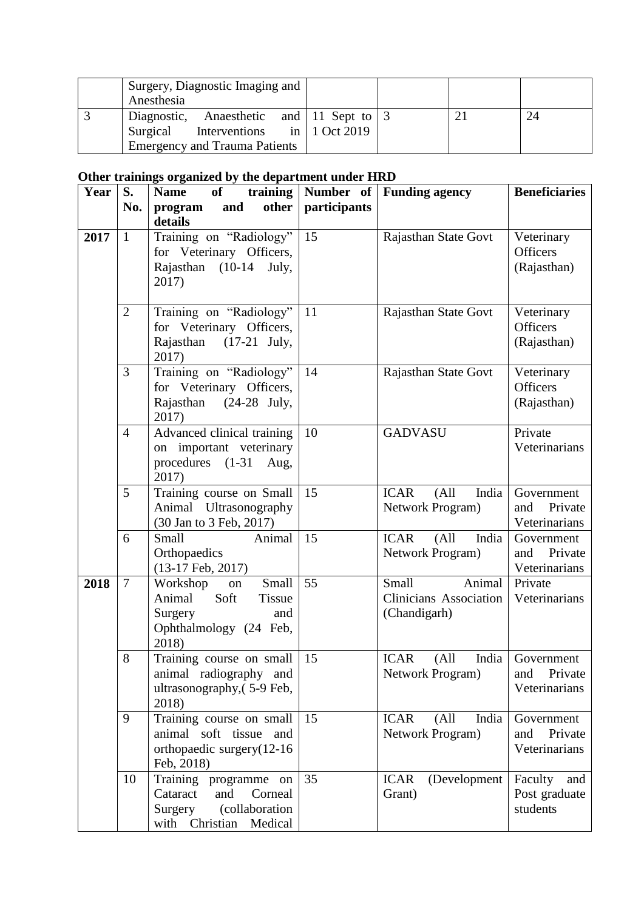| | | | | | |
|---|---|---|---|---|---|
| | Surgery, Diagnostic Imaging and Anesthesia | | | | |
| 3 | Diagnostic, Anaesthetic and Surgical Interventions in Emergency and Trauma Patients | 11 Sept to 1 Oct 2019 | 3 | 21 | 24 |

**Other trainings organized by the department under HRD**

| Year | S. No. | Name of training program and other details | Number of participants | Funding agency | Beneficiaries |
|---|---|---|---|---|---|
| **2017** | 1 | Training on "Radiology" for Veterinary Officers, Rajasthan (10-14 July, 2017) | 15 | Rajasthan State Govt | Veterinary Officers (Rajasthan) |
| | 2 | Training on "Radiology" for Veterinary Officers, Rajasthan (17-21 July, 2017) | 11 | Rajasthan State Govt | Veterinary Officers (Rajasthan) |
| | 3 | Training on "Radiology" for Veterinary Officers, Rajasthan (24-28 July, 2017) | 14 | Rajasthan State Govt | Veterinary Officers (Rajasthan) |
| | 4 | Advanced clinical training on important veterinary procedures (1-31 Aug, 2017) | 10 | GADVASU | Private Veterinarians |
| | 5 | Training course on Small Animal Ultrasonography (30 Jan to 3 Feb, 2017) | 15 | ICAR (All India Network Program) | Government and Private Veterinarians |
| | 6 | Small Animal Orthopaedics (13-17 Feb, 2017) | 15 | ICAR (All India Network Program) | Government and Private Veterinarians |
| **2018** | 7 | Workshop on Small Animal Soft Tissue Surgery and Ophthalmology (24 Feb, 2018) | 55 | Small Animal Clinicians Association (Chandigarh) | Private Veterinarians |
| | 8 | Training course on small animal radiography and ultrasonography,( 5-9 Feb, 2018) | 15 | ICAR (All India Network Program) | Government and Private Veterinarians |
| | 9 | Training course on small animal soft tissue and orthopaedic surgery(12-16 Feb, 2018) | 15 | ICAR (All India Network Program) | Government and Private Veterinarians |
| | 10 | Training programme on Cataract and Corneal Surgery (collaboration with Christian Medical | 35 | ICAR (Development Grant) | Faculty and Post graduate students |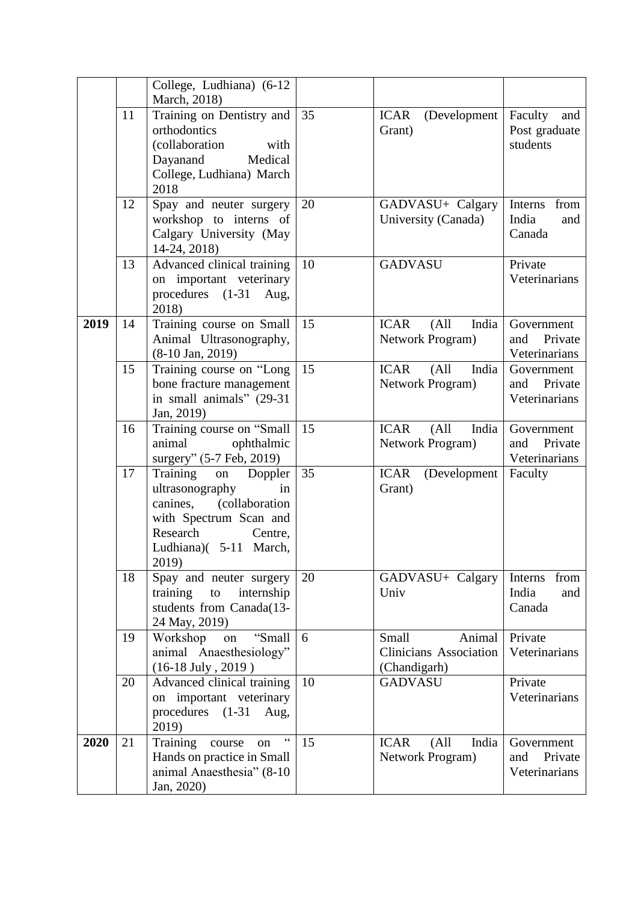| | | | | | |
|---|---|---|---|---|---|
| | | College, Ludhiana) (6-12 March, 2018) | | | |
| | 11 | Training on Dentistry and orthodontics (collaboration with Dayanand Medical College, Ludhiana) March 2018 | 35 | ICAR (Development Grant) | Faculty and Post graduate students |
| | 12 | Spay and neuter surgery workshop to interns of Calgary University (May 14-24, 2018) | 20 | GADVASU+ Calgary University (Canada) | Interns from India and Canada |
| | 13 | Advanced clinical training on important veterinary procedures (1-31 Aug, 2018) | 10 | GADVASU | Private Veterinarians |
| **2019** | 14 | Training course on Small Animal Ultrasonography, (8-10 Jan, 2019) | 15 | ICAR (All India Network Program) | Government and Private Veterinarians |
| | 15 | Training course on "Long bone fracture management in small animals" (29-31 Jan, 2019) | 15 | ICAR (All India Network Program) | Government and Private Veterinarians |
| | 16 | Training course on "Small animal ophthalmic surgery" (5-7 Feb, 2019) | 15 | ICAR (All India Network Program) | Government and Private Veterinarians |
| | 17 | Training on Doppler ultrasonography in canines, (collaboration with Spectrum Scan and Research Centre, Ludhiana)( 5-11 March, 2019) | 35 | ICAR (Development Grant) | Faculty |
| | 18 | Spay and neuter surgery training to internship students from Canada(13-24 May, 2019) | 20 | GADVASU+ Calgary Univ | Interns from India and Canada |
| | 19 | Workshop on "Small animal Anaesthesiology" (16-18 July , 2019 ) | 6 | Small Animal Clinicians Association (Chandigarh) | Private Veterinarians |
| | 20 | Advanced clinical training on important veterinary procedures (1-31 Aug, 2019) | 10 | GADVASU | Private Veterinarians |
| **2020** | 21 | Training course on " Hands on practice in Small animal Anaesthesia" (8-10 Jan, 2020) | 15 | ICAR (All India Network Program) | Government and Private Veterinarians |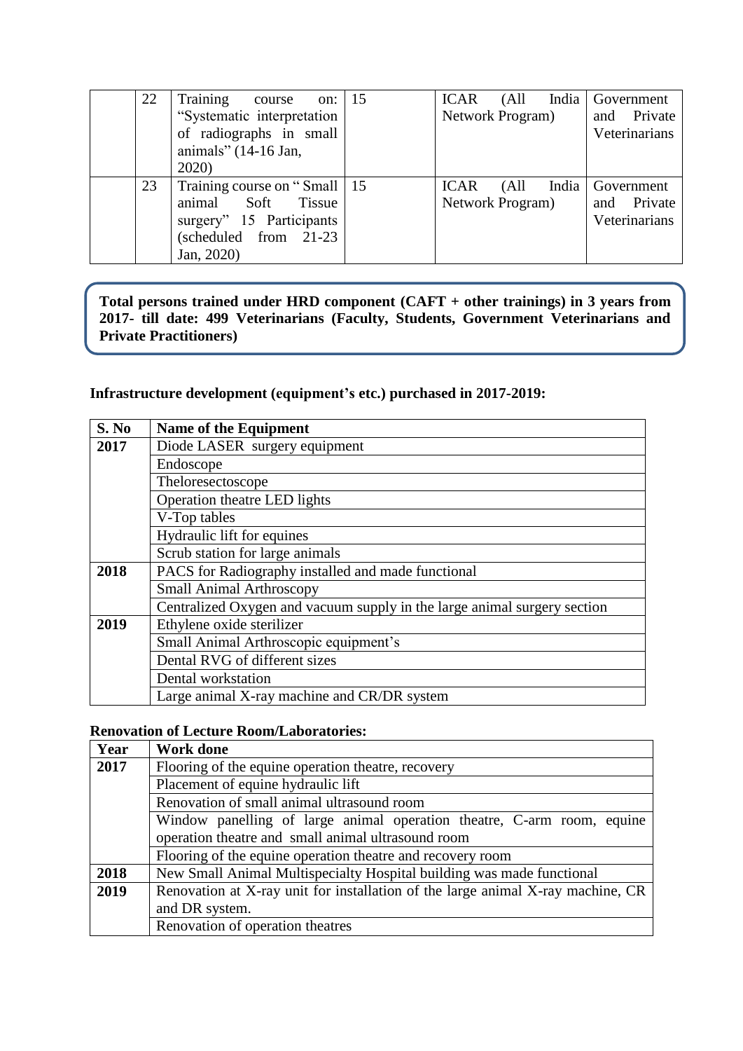| | | | | |
|---|---|---|---|---|
| | 22 | Training course on: "Systematic interpretation of radiographs in small animals" (14-16 Jan, 2020) | 15 | ICAR (All India Network Program) | Government and Private Veterinarians |
| | 23 | Training course on " Small animal Soft Tissue surgery" 15 Participants (scheduled from 21-23 Jan, 2020) | 15 | ICAR (All India Network Program) | Government and Private Veterinarians |

**Total persons trained under HRD component (CAFT + other trainings) in 3 years from 2017- till date: 499 Veterinarians (Faculty, Students, Government Veterinarians and Private Practitioners)**

**Infrastructure development (equipment's etc.) purchased in 2017-2019:**

| S. No | Name of the Equipment |
|---|---|
| **2017** | Diode LASER surgery equipment |
| | Endoscope |
| | Theloresectoscope |
| | Operation theatre LED lights |
| | V-Top tables |
| | Hydraulic lift for equines |
| | Scrub station for large animals |
| **2018** | PACS for Radiography installed and made functional |
| | Small Animal Arthroscopy |
| | Centralized Oxygen and vacuum supply in the large animal surgery section |
| **2019** | Ethylene oxide sterilizer |
| | Small Animal Arthroscopic equipment's |
| | Dental RVG of different sizes |
| | Dental workstation |
| | Large animal X-ray machine and CR/DR system |

**Renovation of Lecture Room/Laboratories:**

| Year | Work done |
|---|---|
| **2017** | Flooring of the equine operation theatre, recovery |
| | Placement of equine hydraulic lift |
| | Renovation of small animal ultrasound room |
| | Window panelling of large animal operation theatre, C-arm room, equine operation theatre and small animal ultrasound room |
| | Flooring of the equine operation theatre and recovery room |
| **2018** | New Small Animal Multispecialty Hospital building was made functional |
| **2019** | Renovation at X-ray unit for installation of the large animal X-ray machine, CR and DR system. |
| | Renovation of operation theatres |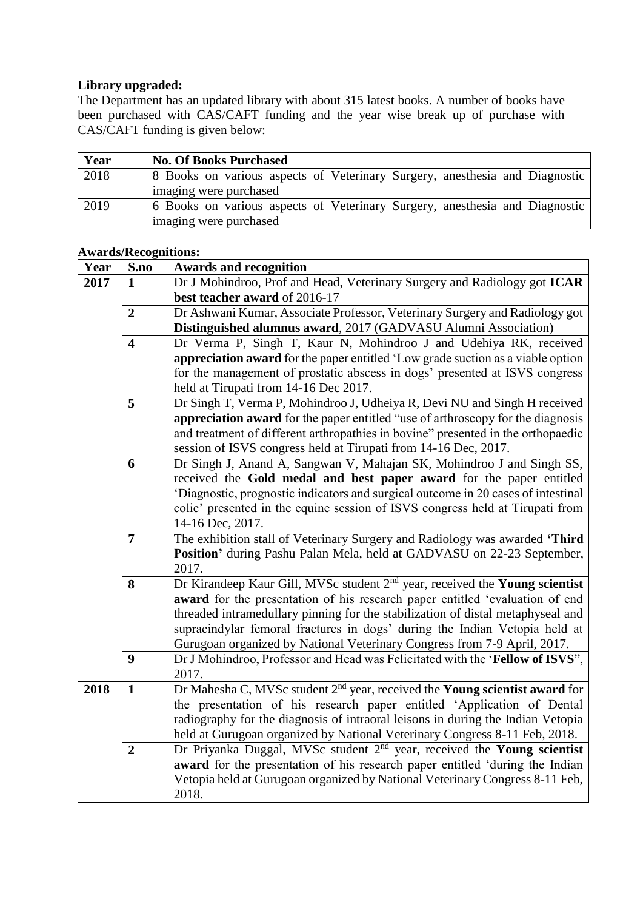**Library upgraded:**

The Department has an updated library with about 315 latest books. A number of books have been purchased with CAS/CAFT funding and the year wise break up of purchase with CAS/CAFT funding is given below:

| Year | No. Of Books Purchased |
|---|---|
| 2018 | 8 Books on various aspects of Veterinary Surgery, anesthesia and Diagnostic imaging were purchased |
| 2019 | 6 Books on various aspects of Veterinary Surgery, anesthesia and Diagnostic imaging were purchased |

**Awards/Recognitions:**

| Year | S.no | Awards and recognition |
|---|---|---|
| **2017** | **1** | Dr J Mohindroo, Prof and Head, Veterinary Surgery and Radiology got **ICAR best teacher award** of 2016-17 |
| | **2** | Dr Ashwani Kumar, Associate Professor, Veterinary Surgery and Radiology got **Distinguished alumnus award**, 2017 (GADVASU Alumni Association) |
| | **4** | Dr Verma P, Singh T, Kaur N, Mohindroo J and Udehiya RK, received **appreciation award** for the paper entitled 'Low grade suction as a viable option for the management of prostatic abscess in dogs' presented at ISVS congress held at Tirupati from 14-16 Dec 2017. |
| | **5** | Dr Singh T, Verma P, Mohindroo J, Udheiya R, Devi NU and Singh H received **appreciation award** for the paper entitled "use of arthroscopy for the diagnosis and treatment of different arthropathies in bovine" presented in the orthopaedic session of ISVS congress held at Tirupati from 14-16 Dec, 2017. |
| | **6** | Dr Singh J, Anand A, Sangwan V, Mahajan SK, Mohindroo J and Singh SS, received the **Gold medal and best paper award** for the paper entitled 'Diagnostic, prognostic indicators and surgical outcome in 20 cases of intestinal colic' presented in the equine session of ISVS congress held at Tirupati from 14-16 Dec, 2017. |
| | **7** | The exhibition stall of Veterinary Surgery and Radiology was awarded **'Third Position'** during Pashu Palan Mela, held at GADVASU on 22-23 September, 2017. |
| | **8** | Dr Kirandeep Kaur Gill, MVSc student 2nd year, received the **Young scientist award** for the presentation of his research paper entitled 'evaluation of end threaded intramedullary pinning for the stabilization of distal metaphyseal and supracindylar femoral fractures in dogs' during the Indian Vetopia held at Gurugoan organized by National Veterinary Congress from 7-9 April, 2017. |
| | **9** | Dr J Mohindroo, Professor and Head was Felicitated with the '**Fellow of ISVS**", 2017. |
| **2018** | **1** | Dr Mahesha C, MVSc student 2nd year, received the **Young scientist award** for the presentation of his research paper entitled 'Application of Dental radiography for the diagnosis of intraoral leisons in during the Indian Vetopia held at Gurugoan organized by National Veterinary Congress 8-11 Feb, 2018. |
| | **2** | Dr Priyanka Duggal, MVSc student 2nd year, received the **Young scientist award** for the presentation of his research paper entitled 'during the Indian Vetopia held at Gurugoan organized by National Veterinary Congress 8-11 Feb, 2018. |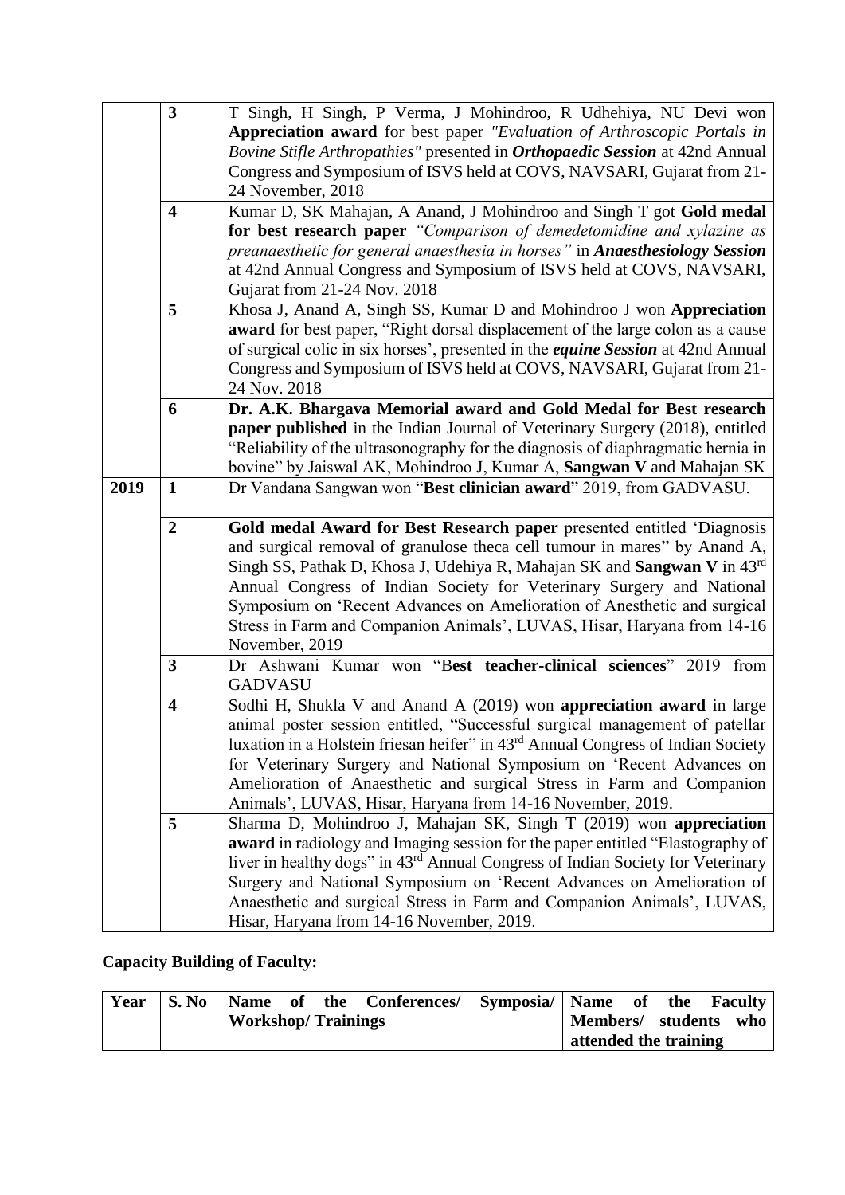| | | |
|---|---|---|
| | **3** | T Singh, H Singh, P Verma, J Mohindroo, R Udhehiya, NU Devi won **Appreciation award** for best paper *"Evaluation of Arthroscopic Portals in Bovine Stifle Arthropathies"* presented in ***Orthopaedic Session*** at 42nd Annual Congress and Symposium of ISVS held at COVS, NAVSARI, Gujarat from 21-24 November, 2018 |
| | **4** | Kumar D, SK Mahajan, A Anand, J Mohindroo and Singh T got **Gold medal for best research paper** *"Comparison of demedetomidine and xylazine as preanaesthetic for general anaesthesia in horses"* in ***Anaesthesiology Session*** at 42nd Annual Congress and Symposium of ISVS held at COVS, NAVSARI, Gujarat from 21-24 Nov. 2018 |
| | **5** | Khosa J, Anand A, Singh SS, Kumar D and Mohindroo J won **Appreciation award** for best paper, "Right dorsal displacement of the large colon as a cause of surgical colic in six horses', presented in the ***equine Session*** at 42nd Annual Congress and Symposium of ISVS held at COVS, NAVSARI, Gujarat from 21-24 Nov. 2018 |
| | **6** | **Dr. A.K. Bhargava Memorial award and Gold Medal for Best research paper published** in the Indian Journal of Veterinary Surgery (2018), entitled "Reliability of the ultrasonography for the diagnosis of diaphragmatic hernia in bovine" by Jaiswal AK, Mohindroo J, Kumar A, **Sangwan V** and Mahajan SK |
| **2019** | **1** | Dr Vandana Sangwan won "**Best clinician award**" 2019, from GADVASU. |
| | **2** | **Gold medal Award for Best Research paper** presented entitled 'Diagnosis and surgical removal of granulose theca cell tumour in mares" by Anand A, Singh SS, Pathak D, Khosa J, Udehiya R, Mahajan SK and **Sangwan V** in 43rd Annual Congress of Indian Society for Veterinary Surgery and National Symposium on 'Recent Advances on Amelioration of Anesthetic and surgical Stress in Farm and Companion Animals', LUVAS, Hisar, Haryana from 14-16 November, 2019 |
| | **3** | Dr Ashwani Kumar won "B**est teacher-clinical sciences**" 2019 from GADVASU |
| | **4** | Sodhi H, Shukla V and Anand A (2019) won **appreciation award** in large animal poster session entitled, "Successful surgical management of patellar luxation in a Holstein friesan heifer" in 43rd Annual Congress of Indian Society for Veterinary Surgery and National Symposium on 'Recent Advances on Amelioration of Anaesthetic and surgical Stress in Farm and Companion Animals', LUVAS, Hisar, Haryana from 14-16 November, 2019. |
| | **5** | Sharma D, Mohindroo J, Mahajan SK, Singh T (2019) won **appreciation award** in radiology and Imaging session for the paper entitled "Elastography of liver in healthy dogs" in 43rd Annual Congress of Indian Society for Veterinary Surgery and National Symposium on 'Recent Advances on Amelioration of Anaesthetic and surgical Stress in Farm and Companion Animals', LUVAS, Hisar, Haryana from 14-16 November, 2019. |

**Capacity Building of Faculty:**

| Year | S. No | Name of the Conferences/ Symposia/ Workshop/ Trainings | Name of the Faculty Members/ students who attended the training |
|---|---|---|---|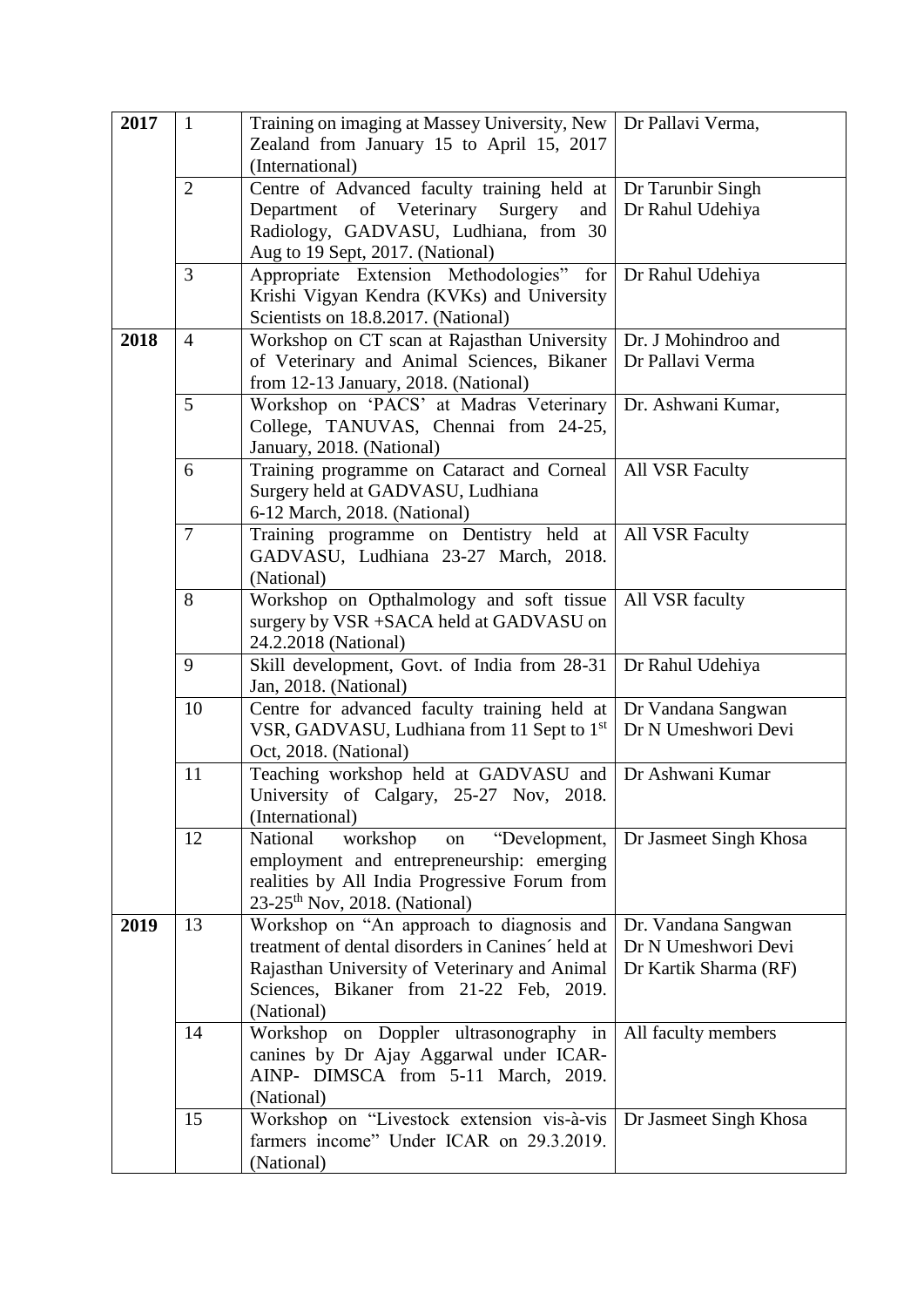| | | | |
|---|---|---|---|
| **2017** | 1 | Training on imaging at Massey University, New Zealand from January 15 to April 15, 2017 (International) | Dr Pallavi Verma, |
| | 2 | Centre of Advanced faculty training held at Department of Veterinary Surgery and Radiology, GADVASU, Ludhiana, from 30 Aug to 19 Sept, 2017. (National) | Dr Tarunbir Singh<br>Dr Rahul Udehiya |
| | 3 | Appropriate Extension Methodologies" for Krishi Vigyan Kendra (KVKs) and University Scientists on 18.8.2017. (National) | Dr Rahul Udehiya |
| **2018** | 4 | Workshop on CT scan at Rajasthan University of Veterinary and Animal Sciences, Bikaner from 12-13 January, 2018. (National) | Dr. J Mohindroo and<br>Dr Pallavi Verma |
| | 5 | Workshop on 'PACS' at Madras Veterinary College, TANUVAS, Chennai from 24-25, January, 2018. (National) | Dr. Ashwani Kumar, |
| | 6 | Training programme on Cataract and Corneal Surgery held at GADVASU, Ludhiana 6-12 March, 2018. (National) | All VSR Faculty |
| | 7 | Training programme on Dentistry held at GADVASU, Ludhiana 23-27 March, 2018. (National) | All VSR Faculty |
| | 8 | Workshop on Opthalmology and soft tissue surgery by VSR +SACA held at GADVASU on 24.2.2018 (National) | All VSR faculty |
| | 9 | Skill development, Govt. of India from 28-31 Jan, 2018. (National) | Dr Rahul Udehiya |
| | 10 | Centre for advanced faculty training held at VSR, GADVASU, Ludhiana from 11 Sept to 1st Oct, 2018. (National) | Dr Vandana Sangwan<br>Dr N Umeshwori Devi |
| | 11 | Teaching workshop held at GADVASU and University of Calgary, 25-27 Nov, 2018. (International) | Dr Ashwani Kumar |
| | 12 | National workshop on "Development, employment and entrepreneurship: emerging realities by All India Progressive Forum from 23-25th Nov, 2018. (National) | Dr Jasmeet Singh Khosa |
| **2019** | 13 | Workshop on "An approach to diagnosis and treatment of dental disorders in Canines´ held at Rajasthan University of Veterinary and Animal Sciences, Bikaner from 21-22 Feb, 2019. (National) | Dr. Vandana Sangwan<br>Dr N Umeshwori Devi<br>Dr Kartik Sharma (RF) |
| | 14 | Workshop on Doppler ultrasonography in canines by Dr Ajay Aggarwal under ICAR-AINP- DIMSCA from 5-11 March, 2019. (National) | All faculty members |
| | 15 | Workshop on "Livestock extension vis-à-vis farmers income" Under ICAR on 29.3.2019. (National) | Dr Jasmeet Singh Khosa |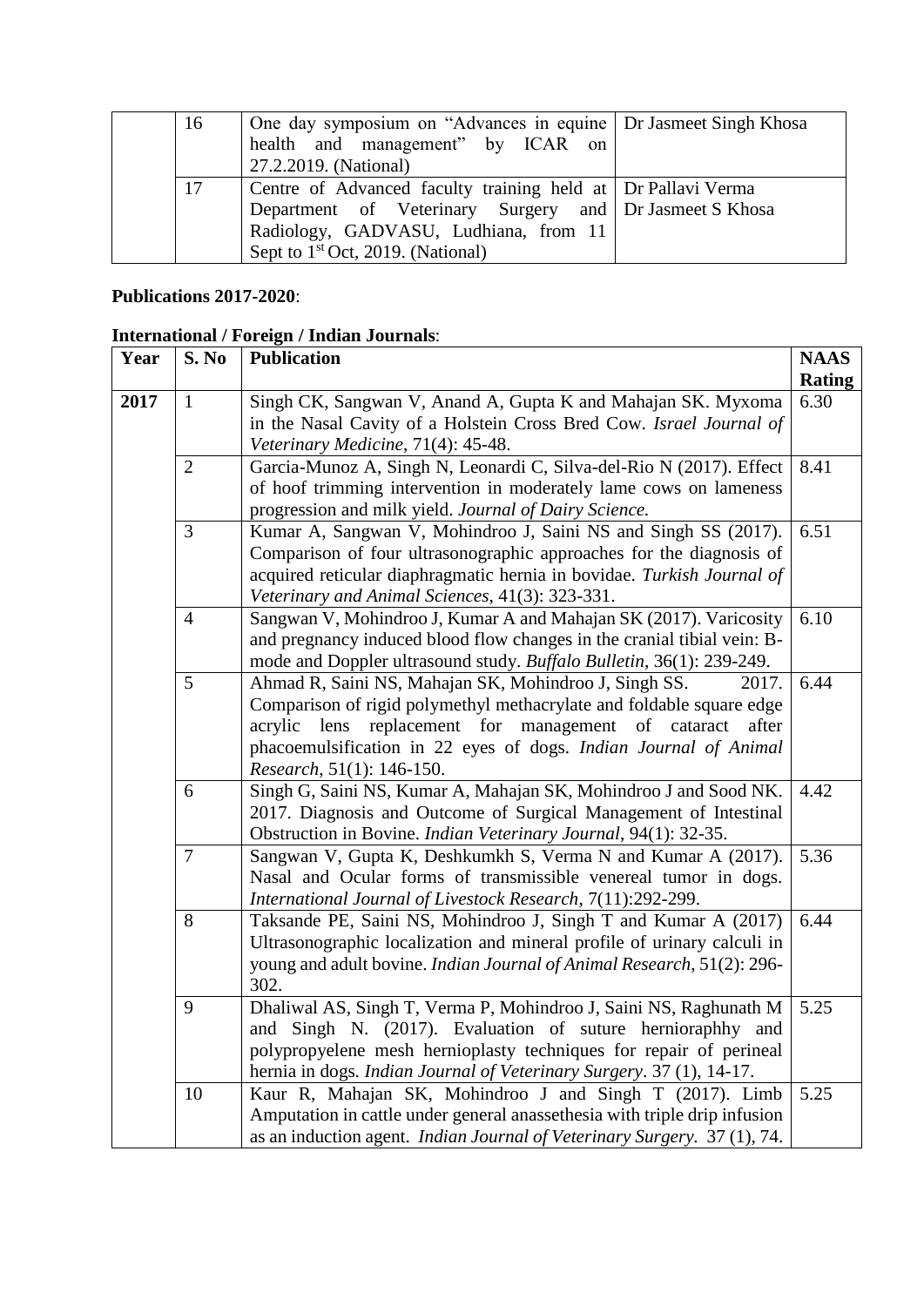| | | | |
|---|---|---|---|
| | 16 | One day symposium on "Advances in equine health and management" by ICAR on 27.2.2019. (National) | Dr Jasmeet Singh Khosa |
| | 17 | Centre of Advanced faculty training held at Department of Veterinary Surgery and Radiology, GADVASU, Ludhiana, from 11 Sept to 1st Oct, 2019. (National) | Dr Pallavi Verma<br>Dr Jasmeet S Khosa |

**Publications 2017-2020**:

**International / Foreign / Indian Journals**:

| Year | S. No | Publication | NAAS Rating |
|---|---|---|---|
| **2017** | 1 | Singh CK, Sangwan V, Anand A, Gupta K and Mahajan SK. Myxoma in the Nasal Cavity of a Holstein Cross Bred Cow. *Israel Journal of Veterinary Medicine*, 71(4): 45-48. | 6.30 |
| | 2 | Garcia-Munoz A, Singh N, Leonardi C, Silva-del-Rio N (2017). Effect of hoof trimming intervention in moderately lame cows on lameness progression and milk yield. *Journal of Dairy Science.* | 8.41 |
| | 3 | Kumar A, Sangwan V, Mohindroo J, Saini NS and Singh SS (2017). Comparison of four ultrasonographic approaches for the diagnosis of acquired reticular diaphragmatic hernia in bovidae. *Turkish Journal of Veterinary and Animal Sciences*, 41(3): 323-331. | 6.51 |
| | 4 | Sangwan V, Mohindroo J, Kumar A and Mahajan SK (2017). Varicosity and pregnancy induced blood flow changes in the cranial tibial vein: B-mode and Doppler ultrasound study. *Buffalo Bulletin*, 36(1): 239-249. | 6.10 |
| | 5 | Ahmad R, Saini NS, Mahajan SK, Mohindroo J, Singh SS. 2017. Comparison of rigid polymethyl methacrylate and foldable square edge acrylic lens replacement for management of cataract after phacoemulsification in 22 eyes of dogs. *Indian Journal of Animal Research*, 51(1): 146-150. | 6.44 |
| | 6 | Singh G, Saini NS, Kumar A, Mahajan SK, Mohindroo J and Sood NK. 2017. Diagnosis and Outcome of Surgical Management of Intestinal Obstruction in Bovine. *Indian Veterinary Journal*, 94(1): 32-35. | 4.42 |
| | 7 | Sangwan V, Gupta K, Deshkumkh S, Verma N and Kumar A (2017). Nasal and Ocular forms of transmissible venereal tumor in dogs. *International Journal of Livestock Research*, 7(11):292-299. | 5.36 |
| | 8 | Taksande PE, Saini NS, Mohindroo J, Singh T and Kumar A (2017) Ultrasonographic localization and mineral profile of urinary calculi in young and adult bovine. *Indian Journal of Animal Research*, 51(2): 296-302. | 6.44 |
| | 9 | Dhaliwal AS, Singh T, Verma P, Mohindroo J, Saini NS, Raghunath M and Singh N. (2017). Evaluation of suture hernioraphhy and polypropyelene mesh hernioplasty techniques for repair of perineal hernia in dogs. *Indian Journal of Veterinary Surgery*. 37 (1), 14-17. | 5.25 |
| | 10 | Kaur R, Mahajan SK, Mohindroo J and Singh T (2017). Limb Amputation in cattle under general anassethesia with triple drip infusion as an induction agent. *Indian Journal of Veterinary Surgery*. 37 (1), 74. | 5.25 |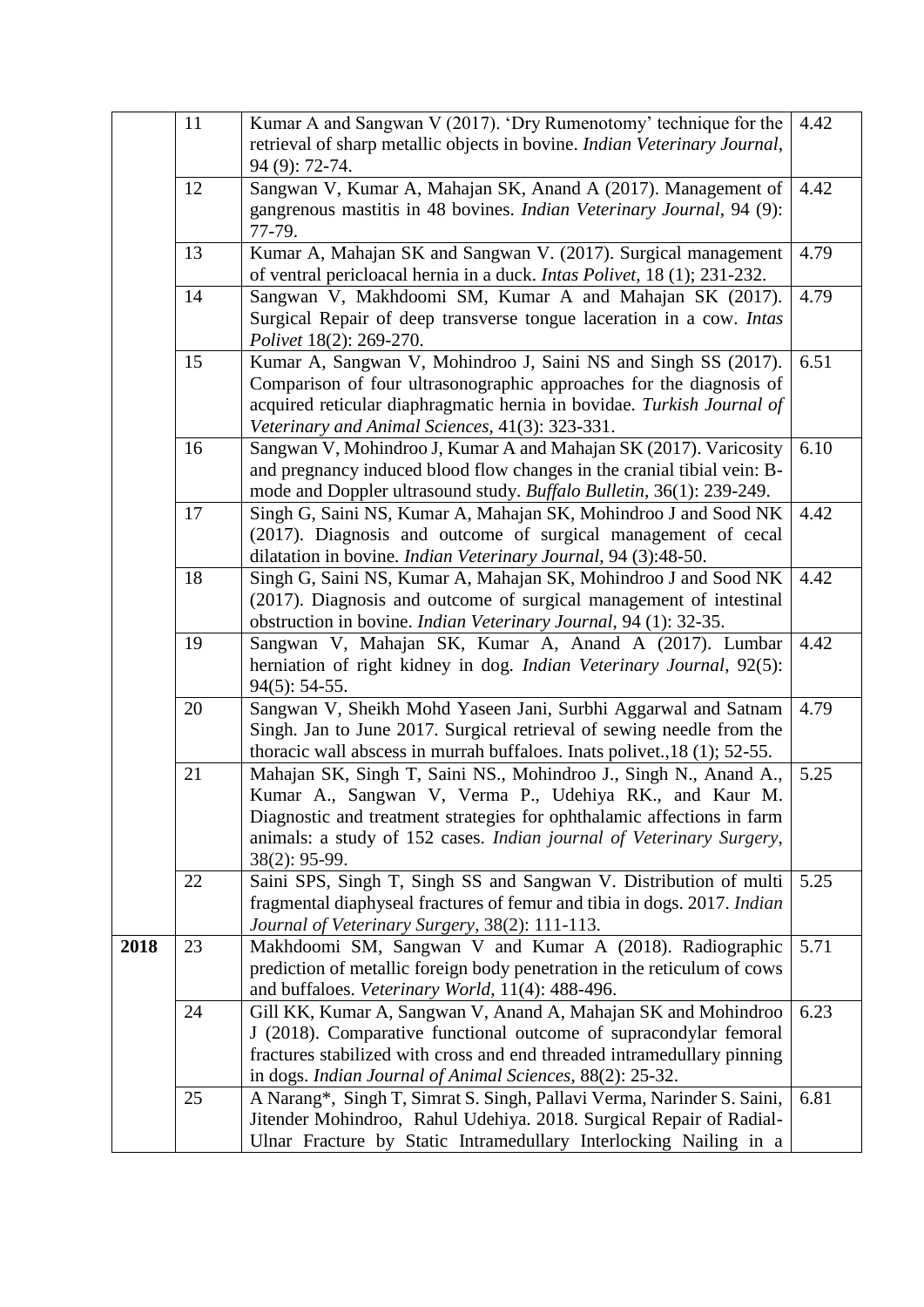| | | | |
|---|---|---|---|
| | 11 | Kumar A and Sangwan V (2017). 'Dry Rumenotomy' technique for the retrieval of sharp metallic objects in bovine. *Indian Veterinary Journal*, 94 (9): 72-74. | 4.42 |
| | 12 | Sangwan V, Kumar A, Mahajan SK, Anand A (2017). Management of gangrenous mastitis in 48 bovines. *Indian Veterinary Journal*, 94 (9): 77-79. | 4.42 |
| | 13 | Kumar A, Mahajan SK and Sangwan V. (2017). Surgical management of ventral pericloacal hernia in a duck. *Intas Polivet*, 18 (1); 231-232. | 4.79 |
| | 14 | Sangwan V, Makhdoomi SM, Kumar A and Mahajan SK (2017). Surgical Repair of deep transverse tongue laceration in a cow. *Intas Polivet* 18(2): 269-270. | 4.79 |
| | 15 | Kumar A, Sangwan V, Mohindroo J, Saini NS and Singh SS (2017). Comparison of four ultrasonographic approaches for the diagnosis of acquired reticular diaphragmatic hernia in bovidae. *Turkish Journal of Veterinary and Animal Sciences*, 41(3): 323-331. | 6.51 |
| | 16 | Sangwan V, Mohindroo J, Kumar A and Mahajan SK (2017). Varicosity and pregnancy induced blood flow changes in the cranial tibial vein: B-mode and Doppler ultrasound study. *Buffalo Bulletin*, 36(1): 239-249. | 6.10 |
| | 17 | Singh G, Saini NS, Kumar A, Mahajan SK, Mohindroo J and Sood NK (2017). Diagnosis and outcome of surgical management of cecal dilatation in bovine. *Indian Veterinary Journal*, 94 (3):48-50. | 4.42 |
| | 18 | Singh G, Saini NS, Kumar A, Mahajan SK, Mohindroo J and Sood NK (2017). Diagnosis and outcome of surgical management of intestinal obstruction in bovine. *Indian Veterinary Journal*, 94 (1): 32-35. | 4.42 |
| | 19 | Sangwan V, Mahajan SK, Kumar A, Anand A (2017). Lumbar herniation of right kidney in dog. *Indian Veterinary Journal*, 92(5): 94(5): 54-55. | 4.42 |
| | 20 | Sangwan V, Sheikh Mohd Yaseen Jani, Surbhi Aggarwal and Satnam Singh. Jan to June 2017. Surgical retrieval of sewing needle from the thoracic wall abscess in murrah buffaloes. Inats polivet.,18 (1); 52-55. | 4.79 |
| | 21 | Mahajan SK, Singh T, Saini NS., Mohindroo J., Singh N., Anand A., Kumar A., Sangwan V, Verma P., Udehiya RK., and Kaur M. Diagnostic and treatment strategies for ophthalamic affections in farm animals: a study of 152 cases. *Indian journal of Veterinary Surgery*, 38(2): 95-99. | 5.25 |
| | 22 | Saini SPS, Singh T, Singh SS and Sangwan V. Distribution of multi fragmental diaphyseal fractures of femur and tibia in dogs. 2017. *Indian Journal of Veterinary Surgery*, 38(2): 111-113. | 5.25 |
| **2018** | 23 | Makhdoomi SM, Sangwan V and Kumar A (2018). Radiographic prediction of metallic foreign body penetration in the reticulum of cows and buffaloes. *Veterinary World*, 11(4): 488-496. | 5.71 |
| | 24 | Gill KK, Kumar A, Sangwan V, Anand A, Mahajan SK and Mohindroo J (2018). Comparative functional outcome of supracondylar femoral fractures stabilized with cross and end threaded intramedullary pinning in dogs. *Indian Journal of Animal Sciences*, 88(2): 25-32. | 6.23 |
| | 25 | A Narang*, Singh T, Simrat S. Singh, Pallavi Verma, Narinder S. Saini, Jitender Mohindroo, Rahul Udehiya. 2018. Surgical Repair of Radial-Ulnar Fracture by Static Intramedullary Interlocking Nailing in a | 6.81 |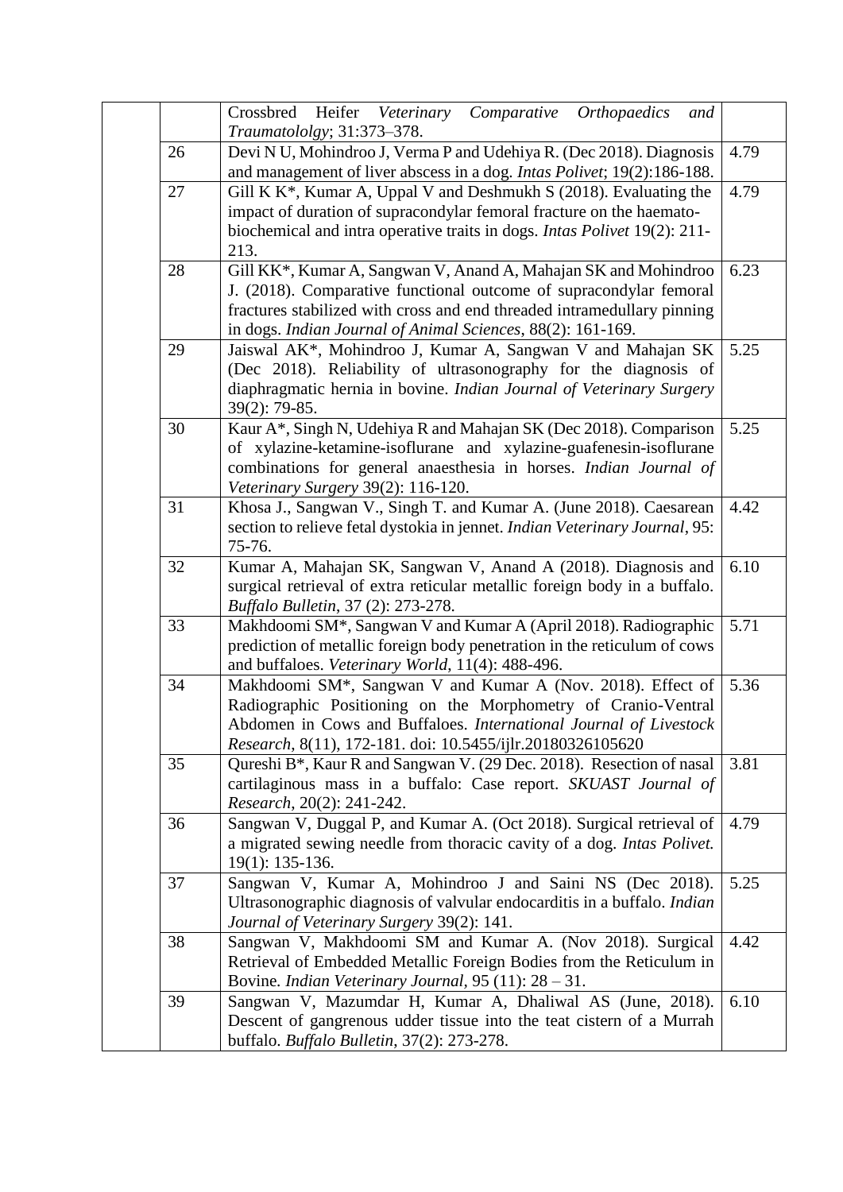| | | | |
|---|---|---|---|
| | | Crossbred Heifer *Veterinary Comparative Orthopaedics and Traumatololgy*; 31:373–378. | |
| | 26 | Devi N U, Mohindroo J, Verma P and Udehiya R. (Dec 2018). Diagnosis and management of liver abscess in a dog. *Intas Polivet*; 19(2):186-188. | 4.79 |
| | 27 | Gill K K*, Kumar A, Uppal V and Deshmukh S (2018). Evaluating the impact of duration of supracondylar femoral fracture on the haemato-biochemical and intra operative traits in dogs. *Intas Polivet* 19(2): 211-213. | 4.79 |
| | 28 | Gill KK*, Kumar A, Sangwan V, Anand A, Mahajan SK and Mohindroo J. (2018). Comparative functional outcome of supracondylar femoral fractures stabilized with cross and end threaded intramedullary pinning in dogs. *Indian Journal of Animal Sciences*, 88(2): 161-169. | 6.23 |
| | 29 | Jaiswal AK*, Mohindroo J, Kumar A, Sangwan V and Mahajan SK (Dec 2018). Reliability of ultrasonography for the diagnosis of diaphragmatic hernia in bovine. *Indian Journal of Veterinary Surgery* 39(2): 79-85. | 5.25 |
| | 30 | Kaur A*, Singh N, Udehiya R and Mahajan SK (Dec 2018). Comparison of xylazine-ketamine-isoflurane and xylazine-guafenesin-isoflurane combinations for general anaesthesia in horses. *Indian Journal of Veterinary Surgery* 39(2): 116-120. | 5.25 |
| | 31 | Khosa J., Sangwan V., Singh T. and Kumar A. (June 2018). Caesarean section to relieve fetal dystokia in jennet. *Indian Veterinary Journal*, 95: 75-76. | 4.42 |
| | 32 | Kumar A, Mahajan SK, Sangwan V, Anand A (2018). Diagnosis and surgical retrieval of extra reticular metallic foreign body in a buffalo. *Buffalo Bulletin*, 37 (2): 273-278. | 6.10 |
| | 33 | Makhdoomi SM*, Sangwan V and Kumar A (April 2018). Radiographic prediction of metallic foreign body penetration in the reticulum of cows and buffaloes. *Veterinary World*, 11(4): 488-496. | 5.71 |
| | 34 | Makhdoomi SM*, Sangwan V and Kumar A (Nov. 2018). Effect of Radiographic Positioning on the Morphometry of Cranio-Ventral Abdomen in Cows and Buffaloes. *International Journal of Livestock Research*, 8(11), 172-181. doi: 10.5455/ijlr.20180326105620 | 5.36 |
| | 35 | Qureshi B*, Kaur R and Sangwan V. (29 Dec. 2018). Resection of nasal cartilaginous mass in a buffalo: Case report. *SKUAST Journal of Research*, 20(2): 241-242. | 3.81 |
| | 36 | Sangwan V, Duggal P, and Kumar A. (Oct 2018). Surgical retrieval of a migrated sewing needle from thoracic cavity of a dog. *Intas Polivet.* 19(1): 135-136. | 4.79 |
| | 37 | Sangwan V, Kumar A, Mohindroo J and Saini NS (Dec 2018). Ultrasonographic diagnosis of valvular endocarditis in a buffalo. *Indian Journal of Veterinary Surgery* 39(2): 141. | 5.25 |
| | 38 | Sangwan V, Makhdoomi SM and Kumar A. (Nov 2018). Surgical Retrieval of Embedded Metallic Foreign Bodies from the Reticulum in Bovine. *Indian Veterinary Journal*, 95 (11): 28 – 31. | 4.42 |
| | 39 | Sangwan V, Mazumdar H, Kumar A, Dhaliwal AS (June, 2018). Descent of gangrenous udder tissue into the teat cistern of a Murrah buffalo. *Buffalo Bulletin*, 37(2): 273-278. | 6.10 |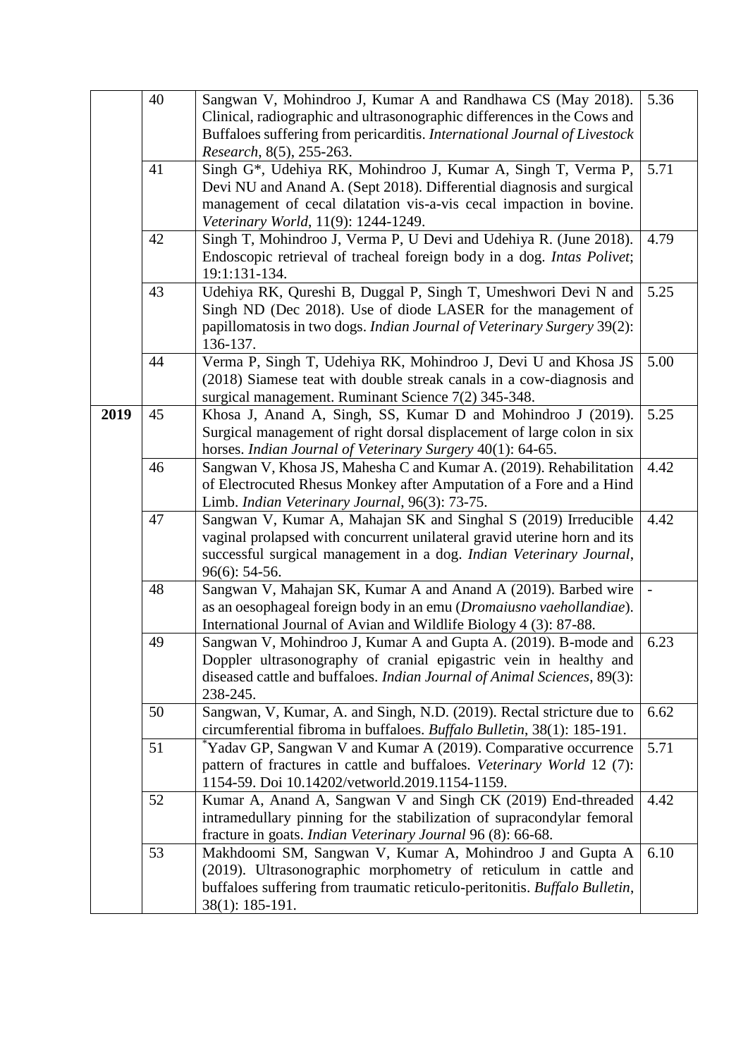| | | | |
|---|---|---|---|
| | 40 | Sangwan V, Mohindroo J, Kumar A and Randhawa CS (May 2018). Clinical, radiographic and ultrasonographic differences in the Cows and Buffaloes suffering from pericarditis. *International Journal of Livestock Research*, 8(5), 255-263. | 5.36 |
| | 41 | Singh G*, Udehiya RK, Mohindroo J, Kumar A, Singh T, Verma P, Devi NU and Anand A. (Sept 2018). Differential diagnosis and surgical management of cecal dilatation vis-a-vis cecal impaction in bovine. *Veterinary World*, 11(9): 1244-1249. | 5.71 |
| | 42 | Singh T, Mohindroo J, Verma P, U Devi and Udehiya R. (June 2018). Endoscopic retrieval of tracheal foreign body in a dog. *Intas Polivet*; 19:1:131-134. | 4.79 |
| | 43 | Udehiya RK, Qureshi B, Duggal P, Singh T, Umeshwori Devi N and Singh ND (Dec 2018). Use of diode LASER for the management of papillomatosis in two dogs. *Indian Journal of Veterinary Surgery* 39(2): 136-137. | 5.25 |
| | 44 | Verma P, Singh T, Udehiya RK, Mohindroo J, Devi U and Khosa JS (2018) Siamese teat with double streak canals in a cow-diagnosis and surgical management. Ruminant Science 7(2) 345-348. | 5.00 |
| **2019** | 45 | Khosa J, Anand A, Singh, SS, Kumar D and Mohindroo J (2019). Surgical management of right dorsal displacement of large colon in six horses. *Indian Journal of Veterinary Surgery* 40(1): 64-65. | 5.25 |
| | 46 | Sangwan V, Khosa JS, Mahesha C and Kumar A. (2019). Rehabilitation of Electrocuted Rhesus Monkey after Amputation of a Fore and a Hind Limb. *Indian Veterinary Journal*, 96(3): 73-75. | 4.42 |
| | 47 | Sangwan V, Kumar A, Mahajan SK and Singhal S (2019) Irreducible vaginal prolapsed with concurrent unilateral gravid uterine horn and its successful surgical management in a dog. *Indian Veterinary Journal*, 96(6): 54-56. | 4.42 |
| | 48 | Sangwan V, Mahajan SK, Kumar A and Anand A (2019). Barbed wire as an oesophageal foreign body in an emu (*Dromaiusno vaehollandiae*). International Journal of Avian and Wildlife Biology 4 (3): 87-88. | - |
| | 49 | Sangwan V, Mohindroo J, Kumar A and Gupta A. (2019). B-mode and Doppler ultrasonography of cranial epigastric vein in healthy and diseased cattle and buffaloes. *Indian Journal of Animal Sciences*, 89(3): 238-245. | 6.23 |
| | 50 | Sangwan, V, Kumar, A. and Singh, N.D. (2019). Rectal stricture due to circumferential fibroma in buffaloes. *Buffalo Bulletin*, 38(1): 185-191. | 6.62 |
| | 51 | *Yadav GP, Sangwan V and Kumar A (2019). Comparative occurrence pattern of fractures in cattle and buffaloes. *Veterinary World* 12 (7): 1154-59. Doi 10.14202/vetworld.2019.1154-1159. | 5.71 |
| | 52 | Kumar A, Anand A, Sangwan V and Singh CK (2019) End-threaded intramedullary pinning for the stabilization of supracondylar femoral fracture in goats. *Indian Veterinary Journal* 96 (8): 66-68. | 4.42 |
| | 53 | Makhdoomi SM, Sangwan V, Kumar A, Mohindroo J and Gupta A (2019). Ultrasonographic morphometry of reticulum in cattle and buffaloes suffering from traumatic reticulo-peritonitis. *Buffalo Bulletin*, 38(1): 185-191. | 6.10 |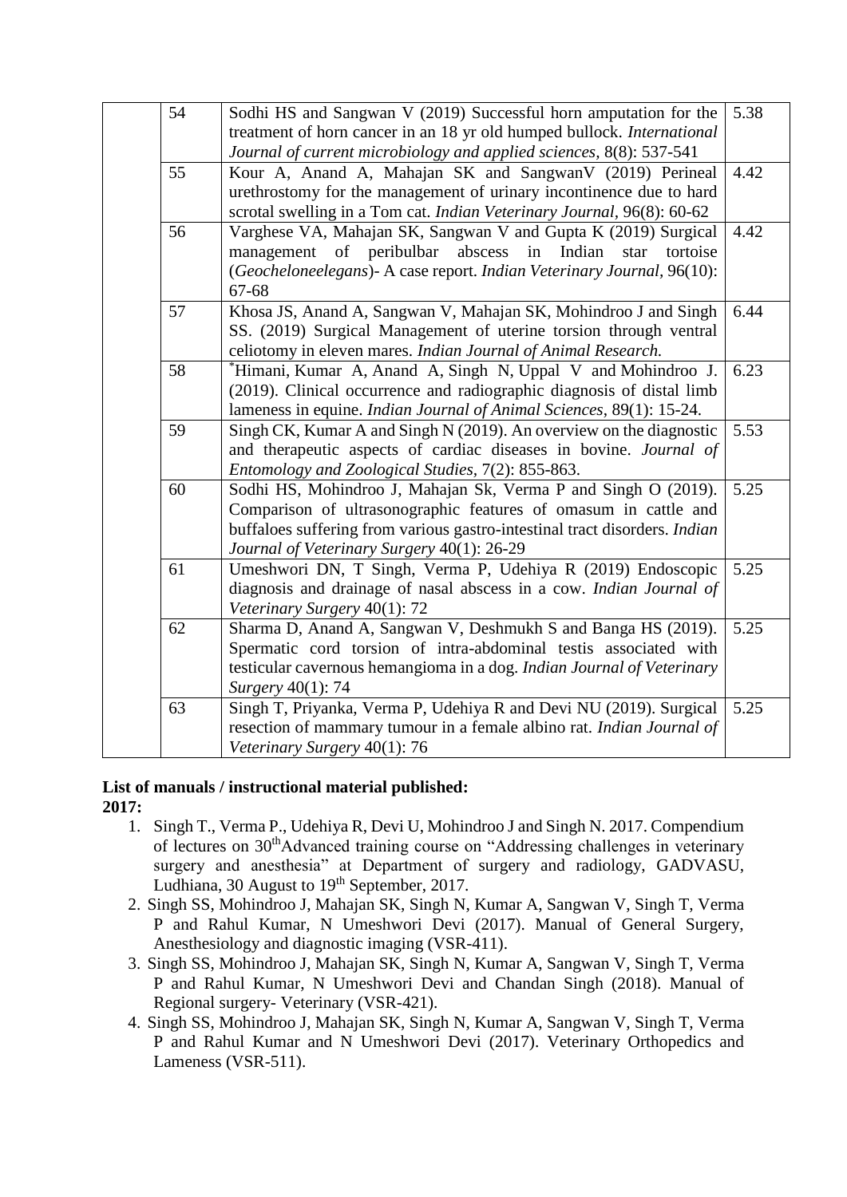| | | | |
|---|---|---|---|
| | 54 | Sodhi HS and Sangwan V (2019) Successful horn amputation for the treatment of horn cancer in an 18 yr old humped bullock. *International Journal of current microbiology and applied sciences*, 8(8): 537-541 | 5.38 |
| | 55 | Kour A, Anand A, Mahajan SK and SangwanV (2019) Perineal urethrostomy for the management of urinary incontinence due to hard scrotal swelling in a Tom cat. *Indian Veterinary Journal*, 96(8): 60-62 | 4.42 |
| | 56 | Varghese VA, Mahajan SK, Sangwan V and Gupta K (2019) Surgical management of peribulbar abscess in Indian star tortoise (*Geocheloneelegans*)- A case report. *Indian Veterinary Journal*, 96(10): 67-68 | 4.42 |
| | 57 | Khosa JS, Anand A, Sangwan V, Mahajan SK, Mohindroo J and Singh SS. (2019) Surgical Management of uterine torsion through ventral celiotomy in eleven mares. *Indian Journal of Animal Research.* | 6.44 |
| | 58 | *Himani, Kumar A, Anand A, Singh N, Uppal V and Mohindroo J. (2019). Clinical occurrence and radiographic diagnosis of distal limb lameness in equine. *Indian Journal of Animal Sciences*, 89(1): 15-24. | 6.23 |
| | 59 | Singh CK, Kumar A and Singh N (2019). An overview on the diagnostic and therapeutic aspects of cardiac diseases in bovine. *Journal of Entomology and Zoological Studies*, 7(2): 855-863. | 5.53 |
| | 60 | Sodhi HS, Mohindroo J, Mahajan Sk, Verma P and Singh O (2019). Comparison of ultrasonographic features of omasum in cattle and buffaloes suffering from various gastro-intestinal tract disorders. *Indian Journal of Veterinary Surgery* 40(1): 26-29 | 5.25 |
| | 61 | Umeshwori DN, T Singh, Verma P, Udehiya R (2019) Endoscopic diagnosis and drainage of nasal abscess in a cow. *Indian Journal of Veterinary Surgery* 40(1): 72 | 5.25 |
| | 62 | Sharma D, Anand A, Sangwan V, Deshmukh S and Banga HS (2019). Spermatic cord torsion of intra-abdominal testis associated with testicular cavernous hemangioma in a dog. *Indian Journal of Veterinary Surgery* 40(1): 74 | 5.25 |
| | 63 | Singh T, Priyanka, Verma P, Udehiya R and Devi NU (2019). Surgical resection of mammary tumour in a female albino rat. *Indian Journal of Veterinary Surgery* 40(1): 76 | 5.25 |

**List of manuals / instructional material published:**

**2017:**

1. Singh T., Verma P., Udehiya R, Devi U, Mohindroo J and Singh N. 2017. Compendium of lectures on 30th Advanced training course on "Addressing challenges in veterinary surgery and anesthesia" at Department of surgery and radiology, GADVASU, Ludhiana, 30 August to 19th September, 2017.
2. Singh SS, Mohindroo J, Mahajan SK, Singh N, Kumar A, Sangwan V, Singh T, Verma P and Rahul Kumar, N Umeshwori Devi (2017). Manual of General Surgery, Anesthesiology and diagnostic imaging (VSR-411).
3. Singh SS, Mohindroo J, Mahajan SK, Singh N, Kumar A, Sangwan V, Singh T, Verma P and Rahul Kumar, N Umeshwori Devi and Chandan Singh (2018). Manual of Regional surgery- Veterinary (VSR-421).
4. Singh SS, Mohindroo J, Mahajan SK, Singh N, Kumar A, Sangwan V, Singh T, Verma P and Rahul Kumar and N Umeshwori Devi (2017). Veterinary Orthopedics and Lameness (VSR-511).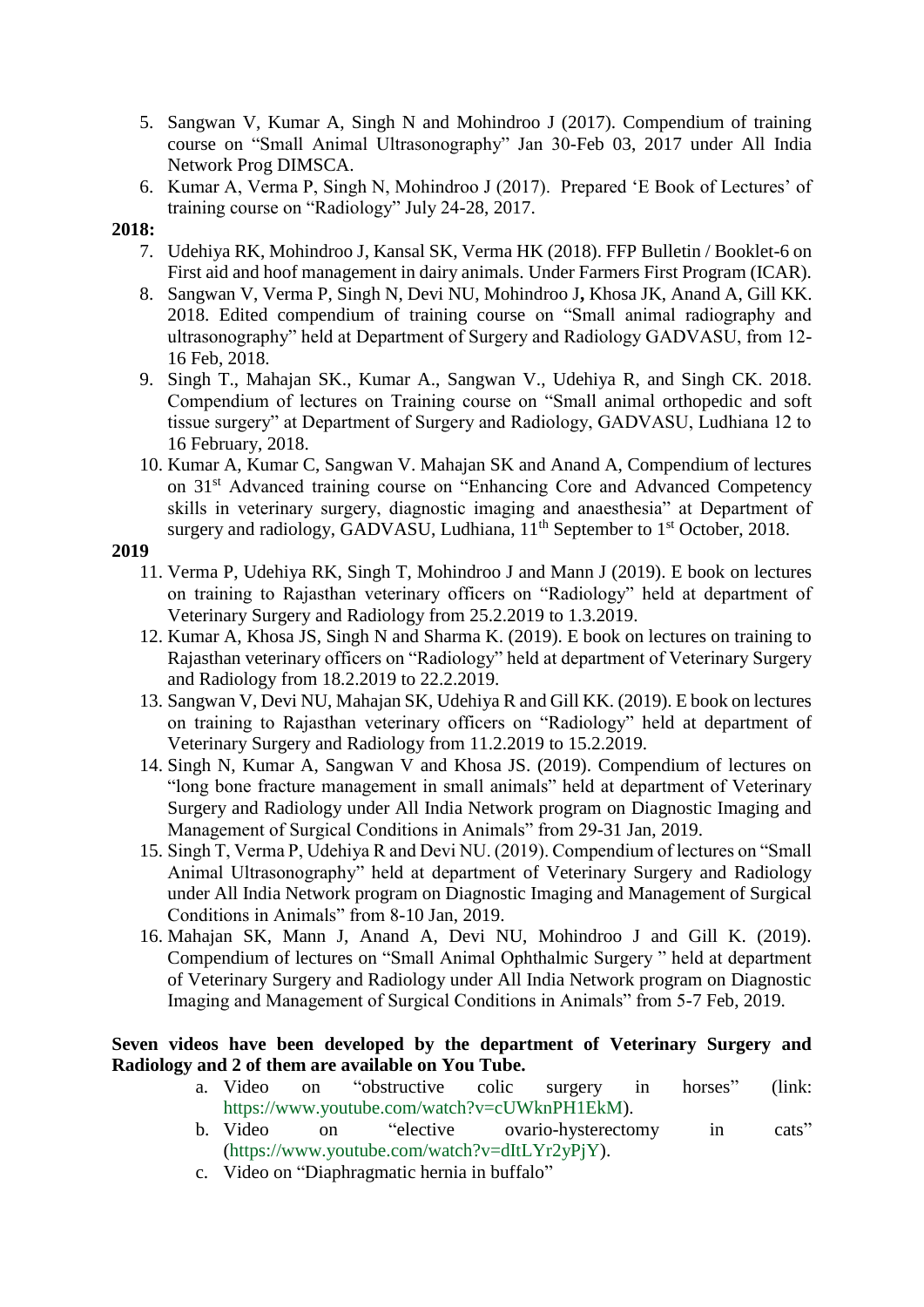5. Sangwan V, Kumar A, Singh N and Mohindroo J (2017). Compendium of training course on "Small Animal Ultrasonography" Jan 30-Feb 03, 2017 under All India Network Prog DIMSCA.
6. Kumar A, Verma P, Singh N, Mohindroo J (2017). Prepared 'E Book of Lectures' of training course on "Radiology" July 24-28, 2017.

**2018:**

7. Udehiya RK, Mohindroo J, Kansal SK, Verma HK (2018). FFP Bulletin / Booklet-6 on First aid and hoof management in dairy animals. Under Farmers First Program (ICAR).
8. Sangwan V, Verma P, Singh N, Devi NU, Mohindroo J**,** Khosa JK, Anand A, Gill KK. 2018. Edited compendium of training course on "Small animal radiography and ultrasonography" held at Department of Surgery and Radiology GADVASU, from 12-16 Feb, 2018.
9. Singh T., Mahajan SK., Kumar A., Sangwan V., Udehiya R, and Singh CK. 2018. Compendium of lectures on Training course on "Small animal orthopedic and soft tissue surgery" at Department of Surgery and Radiology, GADVASU, Ludhiana 12 to 16 February, 2018.
10. Kumar A, Kumar C, Sangwan V. Mahajan SK and Anand A, Compendium of lectures on 31st Advanced training course on "Enhancing Core and Advanced Competency skills in veterinary surgery, diagnostic imaging and anaesthesia" at Department of surgery and radiology, GADVASU, Ludhiana, 11th September to 1st October, 2018.

**2019**

11. Verma P, Udehiya RK, Singh T, Mohindroo J and Mann J (2019). E book on lectures on training to Rajasthan veterinary officers on "Radiology" held at department of Veterinary Surgery and Radiology from 25.2.2019 to 1.3.2019.
12. Kumar A, Khosa JS, Singh N and Sharma K. (2019). E book on lectures on training to Rajasthan veterinary officers on "Radiology" held at department of Veterinary Surgery and Radiology from 18.2.2019 to 22.2.2019.
13. Sangwan V, Devi NU, Mahajan SK, Udehiya R and Gill KK. (2019). E book on lectures on training to Rajasthan veterinary officers on "Radiology" held at department of Veterinary Surgery and Radiology from 11.2.2019 to 15.2.2019.
14. Singh N, Kumar A, Sangwan V and Khosa JS. (2019). Compendium of lectures on "long bone fracture management in small animals" held at department of Veterinary Surgery and Radiology under All India Network program on Diagnostic Imaging and Management of Surgical Conditions in Animals" from 29-31 Jan, 2019.
15. Singh T, Verma P, Udehiya R and Devi NU. (2019). Compendium of lectures on "Small Animal Ultrasonography" held at department of Veterinary Surgery and Radiology under All India Network program on Diagnostic Imaging and Management of Surgical Conditions in Animals" from 8-10 Jan, 2019.
16. Mahajan SK, Mann J, Anand A, Devi NU, Mohindroo J and Gill K. (2019). Compendium of lectures on "Small Animal Ophthalmic Surgery " held at department of Veterinary Surgery and Radiology under All India Network program on Diagnostic Imaging and Management of Surgical Conditions in Animals" from 5-7 Feb, 2019.

**Seven videos have been developed by the department of Veterinary Surgery and Radiology and 2 of them are available on You Tube.**

a. Video on "obstructive colic surgery in horses" (link: https://www.youtube.com/watch?v=cUWknPH1EkM).
b. Video on "elective ovario-hysterectomy in cats" (https://www.youtube.com/watch?v=dItLYr2yPjY).
c. Video on "Diaphragmatic hernia in buffalo"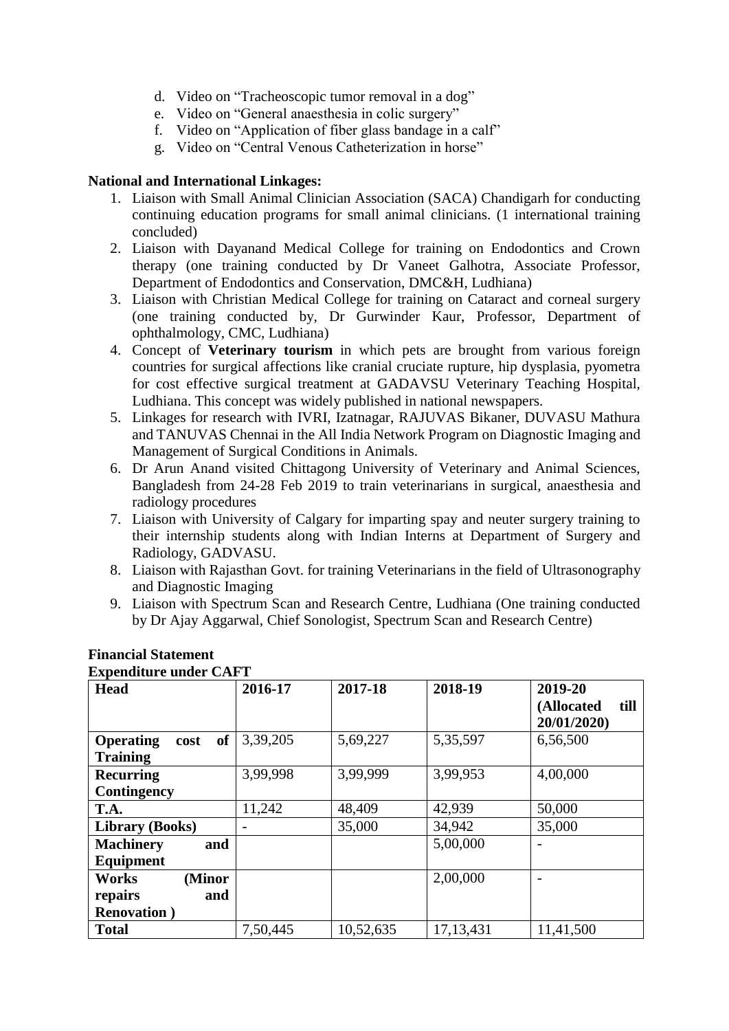d. Video on "Tracheoscopic tumor removal in a dog"
e. Video on "General anaesthesia in colic surgery"
f. Video on "Application of fiber glass bandage in a calf"
g. Video on "Central Venous Catheterization in horse"

**National and International Linkages:**

1. Liaison with Small Animal Clinician Association (SACA) Chandigarh for conducting continuing education programs for small animal clinicians. (1 international training concluded)
2. Liaison with Dayanand Medical College for training on Endodontics and Crown therapy (one training conducted by Dr Vaneet Galhotra, Associate Professor, Department of Endodontics and Conservation, DMC&H, Ludhiana)
3. Liaison with Christian Medical College for training on Cataract and corneal surgery (one training conducted by, Dr Gurwinder Kaur, Professor, Department of ophthalmology, CMC, Ludhiana)
4. Concept of **Veterinary tourism** in which pets are brought from various foreign countries for surgical affections like cranial cruciate rupture, hip dysplasia, pyometra for cost effective surgical treatment at GADAVSU Veterinary Teaching Hospital, Ludhiana. This concept was widely published in national newspapers.
5. Linkages for research with IVRI, Izatnagar, RAJUVAS Bikaner, DUVASU Mathura and TANUVAS Chennai in the All India Network Program on Diagnostic Imaging and Management of Surgical Conditions in Animals.
6. Dr Arun Anand visited Chittagong University of Veterinary and Animal Sciences, Bangladesh from 24-28 Feb 2019 to train veterinarians in surgical, anaesthesia and radiology procedures
7. Liaison with University of Calgary for imparting spay and neuter surgery training to their internship students along with Indian Interns at Department of Surgery and Radiology, GADVASU.
8. Liaison with Rajasthan Govt. for training Veterinarians in the field of Ultrasonography and Diagnostic Imaging
9. Liaison with Spectrum Scan and Research Centre, Ludhiana (One training conducted by Dr Ajay Aggarwal, Chief Sonologist, Spectrum Scan and Research Centre)

**Financial Statement**

**Expenditure under CAFT**

| Head | 2016-17 | 2017-18 | 2018-19 | 2019-20 (Allocated till 20/01/2020) |
|---|---|---|---|---|
| **Operating cost of Training** | 3,39,205 | 5,69,227 | 5,35,597 | 6,56,500 |
| **Recurring Contingency** | 3,99,998 | 3,99,999 | 3,99,953 | 4,00,000 |
| **T.A.** | 11,242 | 48,409 | 42,939 | 50,000 |
| **Library (Books)** | - | 35,000 | 34,942 | 35,000 |
| **Machinery and Equipment** | | | 5,00,000 | - |
| **Works (Minor repairs and Renovation )** | | | 2,00,000 | - |
| **Total** | 7,50,445 | 10,52,635 | 17,13,431 | 11,41,500 |